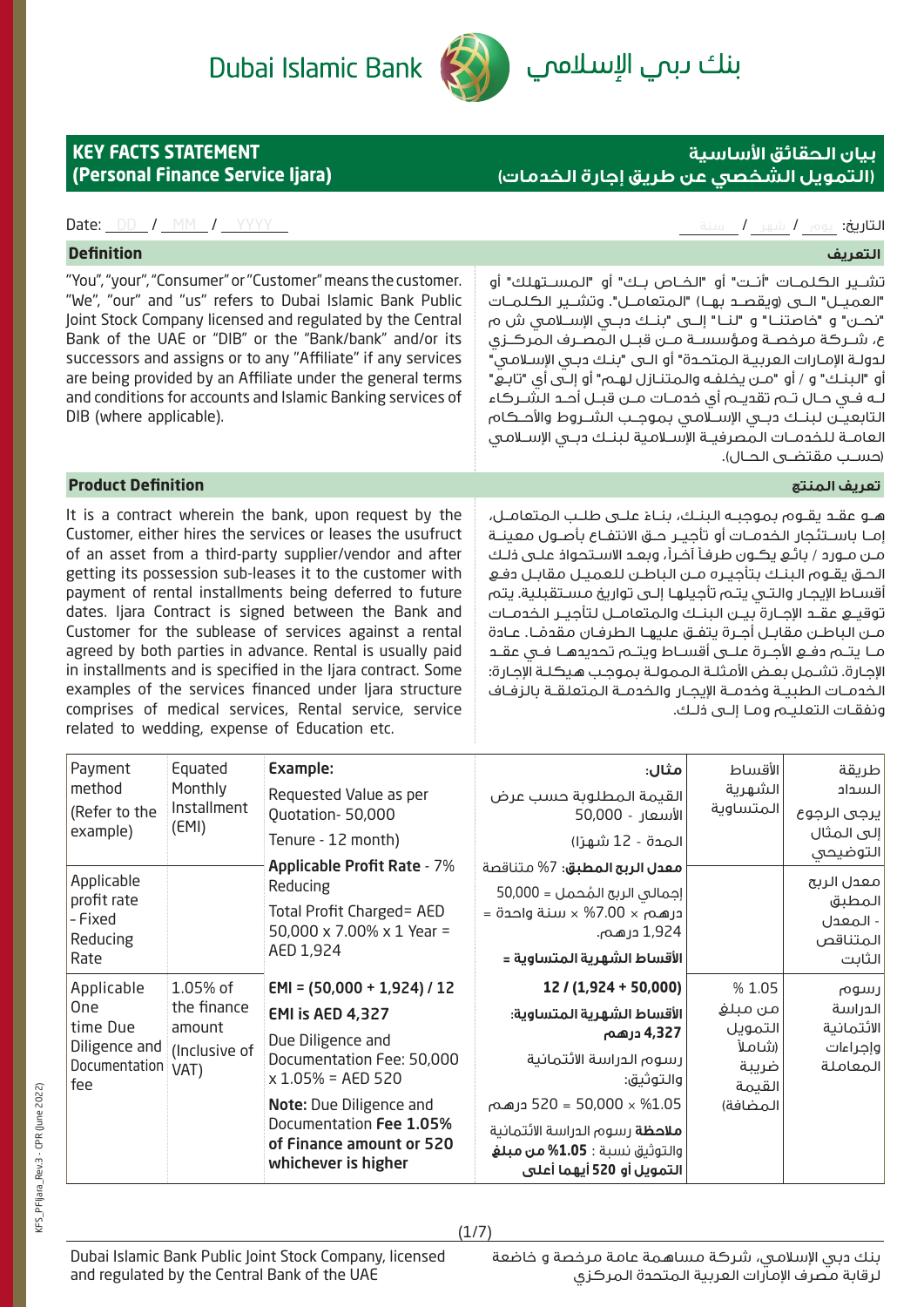Dubai Islamic Bank — بنك دبي الإسلامي

## KEY FACTS STATEMENT (Personal Finance Service Ijara)

## بيان الحقائق الأساسية (التمويل الشخصي عن طريق إجارة الخدمات)

Date: DD / MM / YYYY

التاريخ: يوم / شهر / سنة

### Definition

"You", "your", "Consumer" or "Customer" means the customer. "We", "our" and "us" refers to Dubai Islamic Bank Public Joint Stock Company licensed and regulated by the Central Bank of the UAE or "DIB" or the "Bank/bank" and/or its successors and assigns or to any "Affiliate" if any services are being provided by an Affiliate under the general terms and conditions for accounts and Islamic Banking services of DIB (where applicable).

### التعريف

تشير الكلمات "أنت" أو "الخاص بك" أو "المستهلك" أو "العميل" الى (ويقصد بها) "المتعامل". وتشير الكلمات "نحن" و "خاصتنا" و "لنا" إلى "بنك دبي الإسلامي ش م ع، شركة مرخصة ومؤسسة من قبل المصرف المركزي لدولة الإمارات العربية المتحدة" أو الى "بنك دبي الإسلامي" أو "البنك" و / أو "من يخلفه والمتنازل لهم" أو إلى أي "تابع" له في حال تم تقديم أي خدمات من قبل أحد الشركاء التابعين لبنك دبي الإسلامي بموجب الشروط والأحكام العامة للخدمات المصرفية الإسلامية لبنك دبي الإسلامي (حسب مقتضى الحال).

### Product Definition

It is a contract wherein the bank, upon request by the Customer, either hires the services or leases the usufruct of an asset from a third-party supplier/vendor and after getting its possession sub-leases it to the customer with payment of rental installments being deferred to future dates. Ijara Contract is signed between the Bank and Customer for the sublease of services against a rental agreed by both parties in advance. Rental is usually paid in installments and is specified in the Ijara contract. Some examples of the services financed under Ijara structure comprises of medical services, Rental service, service related to wedding, expense of Education etc.

### تعريف المنتج

هو عقد يقوم بموجبه البنك، بناءً على طلب المتعامل، إما باستئجار الخدمات أو تأجير حق الانتفاع بأصول معينة من مورد / بائع يكون طرفاً آخراً، وبعد الاستحواذ على ذلك الحق يقوم البنك بتأجيره من الباطن للعميل مقابل دفع أقساط الإيجار والتي يتم تأجيلها إلى تواريخ مستقبلية. يتم توقيع عقد الإجارة بين البنك والمتعامل لتأجير الخدمات من الباطن مقابل أجرة يتفق عليها الطرفان مقدمًا. عادة ما يتم دفع الأجرة على أقساط ويتم تحديدها في عقد الإجارة. تشمل بعض الأمثلة الممولة بموجب هيكلة الإجارة: الخدمات الطبية وخدمة الإيجار والخدمة المتعلقة بالزفاف ونفقات التعليم وما إلى ذلك.

| | | Example: | مثال: | | |
|---|---|---|---|---|---|
| Payment method (Refer to the example) | Equated Monthly Installment (EMI) | Requested Value as per Quotation- 50,000<br>Tenure - 12 month) | القيمة المطلوبة حسب عرض الأسعار - 50,000<br>المدة - 12 شهراً) | الأقساط الشهرية المتساوية | طريقة السداد يرجى الرجوع إلى المثال التوضيحي |
| Applicable profit rate - Fixed Reducing Rate | | **Applicable Profit Rate** - 7% Reducing<br>Total Profit Charged= AED 50,000 x 7.00% x 1 Year = AED 1,924 | **معدل الربح المطبق**: 7% متناقصة<br>إجمالي الربح المُحمل = 50,000 درهم × 7.00% × سنة واحدة = 1,924 درهم.<br>**الأقساط الشهرية المتساوية =** | | معدل الربح المطبق - المعدل المتناقص الثابت |
| Applicable One time Due Diligence and Documentation fee | 1.05% of the finance amount (Inclusive of VAT) | **EMI = (50,000 + 1,924) / 12**<br>**EMI is AED 4,327**<br>Due Diligence and Documentation Fee: 50,000 x 1.05% = AED 520<br>**Note:** Due Diligence and Documentation **Fee 1.05% of Finance amount or 520 whichever is higher** | **12 / (1,924 + 50,000)**<br>**الأقساط الشهرية المتساوية:** **4,327 درهم**<br>رسوم الدراسة الائتمانية والتوثيق:<br>1.05% × 50,000 = 520 درهم<br>**ملاحظة** رسوم الدراسة الائتمانية والتوثيق نسبة: **1.05% من مبلغ التمويل أو 520 أيهما أعلى** | 1.05 % من مبلغ التمويل (شاملاً ضريبة القيمة المضافة) | رسوم الدراسة الائتمانية وإجراءات المعاملة |

Dubai Islamic Bank Public Joint Stock Company, licensed and regulated by the Central Bank of the UAE

بنك دبي الإسلامي، شركة مساهمة عامة مرخصة و خاضعة لرقابة مصرف الإمارات العربية المتحدة المركزي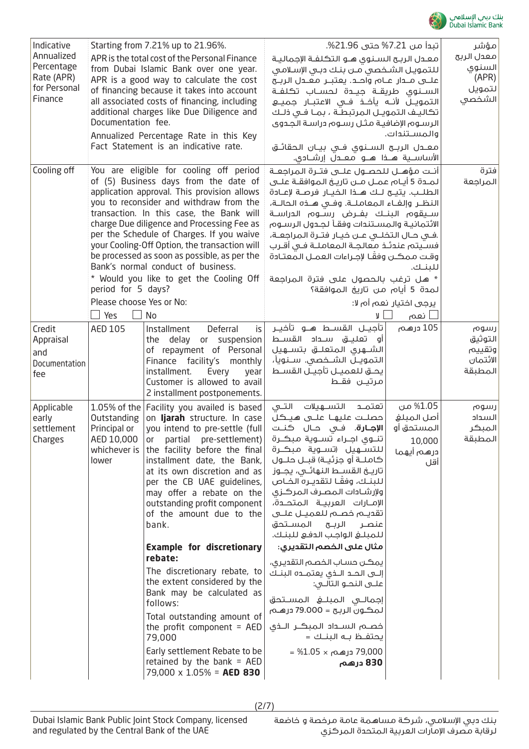| | | | | |
|---|---|---|---|---|
| Indicative Annualized Percentage Rate (APR) for Personal Finance | Starting from 7.21% up to 21.96%.<br><br>APR is the total cost of the Personal Finance from Dubai Islamic Bank over one year. APR is a good way to calculate the cost of financing because it takes into account all associated costs of financing, including additional charges like Due Diligence and Documentation fee.<br><br>Annualized Percentage Rate in this Key Fact Statement is an indicative rate. | | تبدأ من 7.21% حتى 21.96%.<br><br>معدل الربح السنوي هو التكلفة الإجمالية للتمويل الشخصي من بنك دبي الإسلامي على مدار عام واحد. يعتبر معدل الربح السنوي طريقة جيدة لحساب تكلفة التمويل لأنه يأخذ في الاعتبار جميع تكاليف التمويل المرتبطة ، بما في ذلك الرسوم الإضافية مثل رسوم دراسة الجدوى والمستندات.<br><br>معدل الربح السنوي في بيان الحقائق الأساسية هذا هو معدل إرشادي. | مؤشر معدل الربح السنوي (APR) لتمويل الشخصي |
| Cooling off | You are eligible for cooling off period of (5) Business days from the date of application approval. This provision allows you to reconsider and withdraw from the transaction. In this case, the Bank will charge Due diligence and Processing Fee as per the Schedule of Charges. If you waive your Cooling-Off Option, the transaction will be processed as soon as possible, as per the Bank's normal conduct of business.<br><br>* Would you like to get the Cooling Off period for 5 days?<br><br>Please choose Yes or No:<br><br>☐ Yes ☐ No | | أنت مؤهل للحصول على فترة المراجعة لمدة 5 أيام عمل من تاريخ الموافقة على الطلب. يتيح لك هذا الخيار فرصة لإعادة النظر وإلغاء المعاملة. وفي هذه الحالة، سيقوم البنك بفرض رسوم الدراسة الأئتمانية والمستندات وفقاً لجدول الرسوم .في حال التخلي عن خيار فترة المراجعة، فسيتم عندئذ معالجة المعاملة في أقرب وقت ممكن وفقاً لإجراءات العمل المعتادة للبنك.<br><br>* هل ترغب بالحصول على فترة المراجعة لمدة 5 أيام من تاريخ الموافقة؟<br><br>يرجى اختيار نعم أم لا:<br><br>☐ نعم ☐ لا | فترة المراجعة |
| Credit Appraisal and Documentation fee | AED 105 | Installment Deferral is the delay or suspension of repayment of Personal Finance facility's monthly installment. Every year Customer is allowed to avail 2 installment postponements. | تأجيل القسط هو تأخير أو تعليق سداد القسط الشهري المتعلق بتسهيل التمويل الشخصي. سنوياً، يحق للعميل تأجيل القسط مرتين فقط<br><br>105 درهم | رسوم التوثيق وتقييم الأئتمان المطبقة |
| Applicable early settlement Charges | 1.05% of the Outstanding Principal or AED 10,000 whichever is lower | Facility you availed is based on **Ijarah** structure. In case you intend to pre-settle (full or partial pre-settlement) the facility before the final installment date, the Bank, at its own discretion and as per the CB UAE guidelines, may offer a rebate on the outstanding profit component of the amount due to the bank.<br><br>**Example for discretionary rebate:**<br><br>The discretionary rebate, to the extent considered by the Bank may be calculated as follows:<br><br>Total outstanding amount of the profit component = AED 79,000<br><br>Early settlement Rebate to be retained by the bank = AED 79,000 x 1.05% = **AED 830** | تعتمد التسهيلات التي حصلت عليها على هيكل **الإجارة**. في حال كنت تنوي اجراء تسوية مبكرة للتسهيل (تسوية مبكرة كاملة أو جزئية) قبل حلول تاريخ القسط النهائي، يجوز للبنك، وفقًا لتقديره الخاص ولإرشادات المصرف المركزي الإمارات العربية المتحدة، تقديم خصم للعميل على عنصر الربح المستحق للمبلغ الواجب الدفع للبنك.<br><br>**مثال على الخصم التقديري:**<br><br>يمكن حساب الخصم التقديري، إلى الحد الذي يعتمده البنك على النحو التالي:<br><br>إجمالي المبلغ المستحق لمكون الربح = 79,000 درهم<br><br>خصم السداد المبكر الذي يحتفظ به البنك =<br><br>79,000 درهم × 1.05% = **830 درهم** | رسوم السداد المبكر المطبقة<br><br>1.05% من أصل المبلغ المستحق أو 10,000 درهم أيهما أقل |

Dubai Islamic Bank Public Joint Stock Company, licensed and regulated by the Central Bank of the UAE

بنك دبي الإسلامي، شركة مساهمة عامة مرخصة و خاضعة لرقابة مصرف الإمارات العربية المتحدة المركزي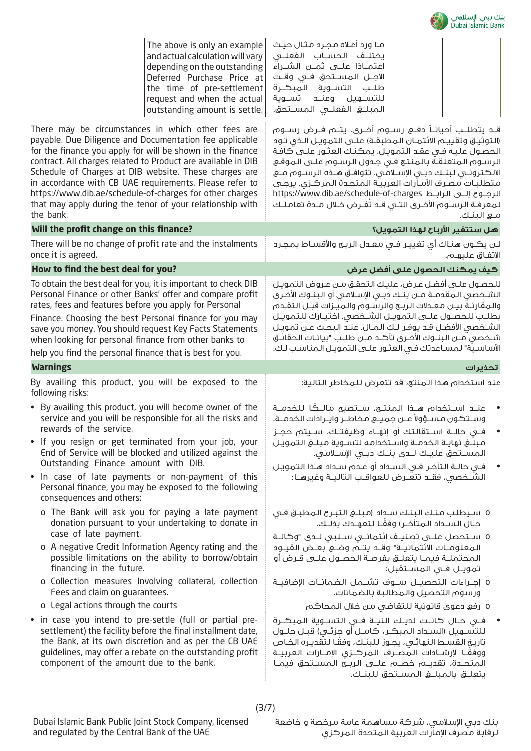| | | The above is only an example and actual calculation will vary depending on the outstanding Deferred Purchase Price at the time of pre-settlement request and when the actual outstanding amount is settle. | ما ورد أعلاه مجرد مثال حيث يختلف الحساب الفعلي اعتماداً على ثمن الشراء الآجل المستحق في وقت طلب التسوية المبكرة للتسهيل وعند تسوية المبلغ الفعلي المستحق. | |
|---|---|---|---|---|

There may be circumstances in which other fees are payable. Due Diligence and Documentation fee applicable for the finance you apply for will be shown in the finance contract. All charges related to Product are available in DIB Schedule of Charges at DIB website. These charges are in accordance with CB UAE requirements. Please refer to https://www.dib.ae/schedule-of-charges for other charges that may apply during the tenor of your relationship with the bank.

قد يتطلب أحياناً دفع رسوم أخرى. يتم فرض رسوم (التوثيق وتقييم الائتمان المطبقة) على التمويل الذي تود الحصول عليه في عقد التمويل. يمكنك العثور على كافة الرسوم المتعلقة بالمنتج في جدول الرسوم على الموقع الالكتروني لبنك دبي الإسلامي. تتوافق هذه الرسوم مع متطلبات مصرف الأمارات العربية المتحدة المركزي. يرجى الرجوع إلى الرابط https://www.dib.ae/schedule-of-charges لمعرفة الرسوم الأخرى التي قد تُفرض خلال مدة تعاملك مع البنك.

## Will the profit change on this finance?

## هل ستتغير الأرباح لهذا التمويل؟

There will be no change of profit rate and the instalments once it is agreed.

لن يكون هناك أي تغيير في معدل الربح والأقساط بمجرد الاتفاق عليهم.

## How to find the best deal for you?

## كيف يمكنك الحصول على أفضل عرض

To obtain the best deal for you, it is important to check DIB Personal Finance or other Banks' offer and compare profit rates, fees and features before you apply for Personal Finance. Choosing the best Personal finance for you may save you money. You should request Key Facts Statements when looking for personal finance from other banks to help you find the personal finance that is best for you.

للحصول على أفضل عرض، عليك التحقق من عروض التمويل الشخصي المقدمة من بنك دبي الإسلامي أو البنوك الأخرى والمقارنة بين معدلات الربح والرسوم والميزات قبل التقدم بطلب للحصول على التمويل الشخصي. اختيارك للتمويل الشخصي الأفضل قد يوفر لك المال. عند البحث عن تمويل شخصي من البنوك الأخرى تأكد من طلب "بيانات الحقائق الأساسية" لمساعدتك في العثور على التمويل المناسب لك.

## Warnings

## تحذيرات

By availing this product, you will be exposed to the following risks:

- By availing this product, you will become owner of the service and you will be responsible for all the risks and rewards of the service.
- If you resign or get terminated from your job, your End of Service will be blocked and utilized against the Outstanding Finance amount with DIB.
- In case of late payments or non-payment of this Personal finance, you may be exposed to the following consequences and others:
  - The Bank will ask you for paying a late payment donation pursuant to your undertaking to donate in case of late payment.
  - A negative Credit Information Agency rating and the possible limitations on the ability to borrow/obtain financing in the future.
  - Collection measures Involving collateral, collection Fees and claim on guarantees.
  - Legal actions through the courts
- in case you intend to pre-settle (full or partial pre-settlement) the facility before the final installment date, the Bank, at its own discretion and as per the CB UAE guidelines, may offer a rebate on the outstanding profit component of the amount due to the bank.

عند استخدام هذا المنتج، قد تتعرض للمخاطر التالية:

- عند استخدام هذا المنتج، ستصبح مالكًا للخدمة وستكون مسؤولاً عن جميع مخاطر وايرادات الخدمة.
- في حالة استقالتك أو إنهاء وظيفتك، سيتم حجز مبلغ نهاية الخدمة واستخدامه لتسوية مبلغ التمويل المستحق عليك لدى بنك دبي الإسلامي.
- في حالة التأخر في السداد أو عدم سداد هذا التمويل الشخصي، فقد تتعرض للعواقب التالية وغيرها:
  - سيطلب منك البنك سداد (مبلغ التبرع المطبق في حال السداد المتأخر) وفقًا لتعهدك بذلك.
  - ستحصل على تصنيف ائتماني سلبي لدى "وكالة المعلومات الائتمانية" وقد يتم وضع بعض القيود المحتملة فيما يتعلق بفرصة الحصول على قرض أو تمويل في المستقبل؛
  - إجراءات التحصيل سوف تشمل الضمانات الإضافية ورسوم التحصيل والمطالبة بالضمانات.
  - رفع دعوى قانونية للتقاضي من خلال المحاكم
- في حال كانت لديك النية في التسوية المبكرة للتسهيل (السداد المبكر، كامل أو جزئي) قبل حلول تاريخ القسط النهائي، يجوز للبنك، وفقاً لتقديره الخاص ووفقاً لإرشادات المصرف المركزي الإمارات العربية المتحدة، تقديم خصم على الربح المستحق فيما يتعلق بالمبلغ المستحق للبنك.

Dubai Islamic Bank Public Joint Stock Company, licensed and regulated by the Central Bank of the UAE

بنك دبي الإسلامي، شركة مساهمة عامة مرخصة و خاضعة لرقابة مصرف الإمارات العربية المتحدة المركزي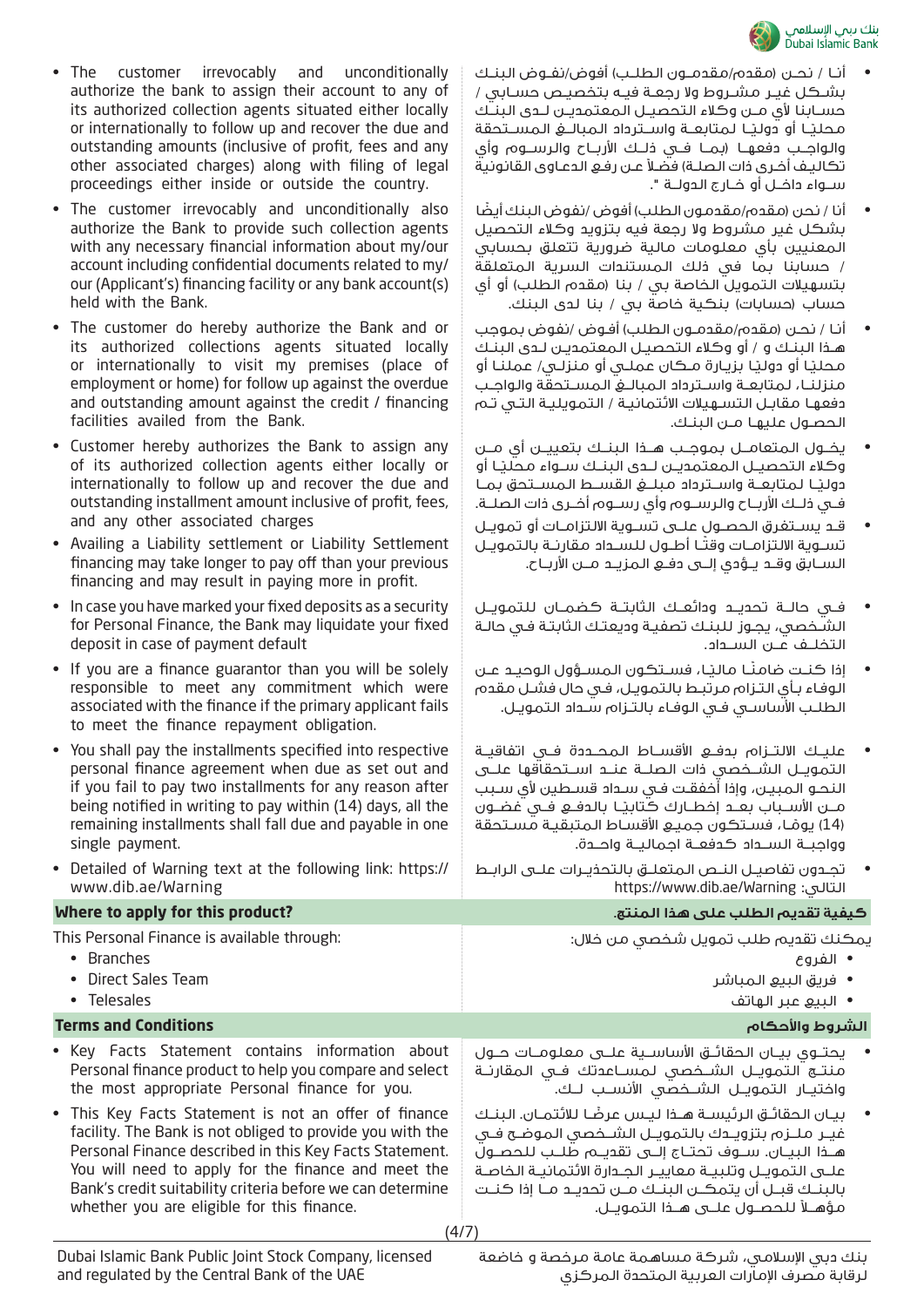- The customer irrevocably and unconditionally authorize the bank to assign their account to any of its authorized collection agents situated either locally or internationally to follow up and recover the due and outstanding amounts (inclusive of profit, fees and any other associated charges) along with filing of legal proceedings either inside or outside the country.
- The customer irrevocably and unconditionally also authorize the Bank to provide such collection agents with any necessary financial information about my/our account including confidential documents related to my/our (Applicant's) financing facility or any bank account(s) held with the Bank.
- The customer do hereby authorize the Bank and or its authorized collections agents situated locally or internationally to visit my premises (place of employment or home) for follow up against the overdue and outstanding amount against the credit / financing facilities availed from the Bank.
- Customer hereby authorizes the Bank to assign any of its authorized collection agents either locally or internationally to follow up and recover the due and outstanding installment amount inclusive of profit, fees, and any other associated charges
- Availing a Liability settlement or Liability Settlement financing may take longer to pay off than your previous financing and may result in paying more in profit.
- In case you have marked your fixed deposits as a security for Personal Finance, the Bank may liquidate your fixed deposit in case of payment default
- If you are a finance guarantor than you will be solely responsible to meet any commitment which were associated with the finance if the primary applicant fails to meet the finance repayment obligation.
- You shall pay the installments specified into respective personal finance agreement when due as set out and if you fail to pay two installments for any reason after being notified in writing to pay within (14) days, all the remaining installments shall fall due and payable in one single payment.
- Detailed of Warning text at the following link: https://www.dib.ae/Warning

- أنا / نحن (مقدم/مقدمون الطلب) أفوض/نفوض البنك بشكل غير مشروط ولا رجعة فيه بتخصيص حسابي / حسابنا لأي من وكلاء التحصيل المعتمدين لدى البنك محليًا أو دوليًا لمتابعة واسترداد المبالغ المستحقة والواجب دفعها (بما في ذلك الأرباح والرسوم وأي تكاليف أخرى ذات الصلة) فضلاً عن رفع الدعاوى القانونية سواء داخل أو خارج الدولة ".
- أنا / نحن (مقدم/مقدمون الطلب) أفوض /نفوض البنك أيضًا بشكل غير مشروط ولا رجعة فيه بتزويد وكلاء التحصيل المعنيين بأي معلومات مالية ضرورية تتعلق بحسابي / حسابنا بما في ذلك المستندات السرية المتعلقة بتسهيلات التمويل الخاصة بي / بنا (مقدم الطلب) أو أي حساب (حسابات) بنكية خاصة بي / بنا لدى البنك.
- أنا / نحن (مقدم/مقدمون الطلب) أفوض /نفوض بموجب هذا البنك و / أو وكلاء التحصيل المعتمدين لدى البنك محليًا أو دوليًا بزيارة مكان عملي أو منزلي/ عملنا أو منزلنا، لمتابعة واسترداد المبالغ المستحقة والواجب دفعها مقابل التسهيلات الائتمانية / التمويلية التي تم الحصول عليها من البنك.
- يخول المتعامل بموجب هذا البنك بتعيين أي من وكلاء التحصيل المعتمدين لدى البنك سواء محليًا أو دوليًا لمتابعة واسترداد مبلغ القسط المستحق بما في ذلك الأرباح والرسوم وأي رسوم أخرى ذات الصلة.
- قد يستغرق الحصول على تسوية الالتزامات أو تمويل تسوية الالتزامات وقتًا أطول للسداد مقارنة بالتمويل السابق وقد يؤدي إلى دفع المزيد من الأرباح.
- في حالة تحديد ودائعك الثابتة كضمان للتمويل الشخصي، يجوز للبنك تصفية وديعتك الثابتة في حالة التخلف عن السداد.
- إذا كنت ضامنًا ماليًا، فستكون المسؤول الوحيد عن الوفاء بأي التزام مرتبط بالتمويل، في حال فشل مقدم الطلب الأساسي في الوفاء بالتزام سداد التمويل.
- عليك الالتزام بدفع الأقساط المحددة في اتفاقية التمويل الشخصي ذات الصلة عند استحقاقها على النحو المبين، وإذا أخفقت في سداد قسطين لأي سبب من الأسباب بعد إخطارك كتابيًا بالدفع في غضون (14) يومًا، فستكون جميع الأقساط المتبقية مستحقة وواجبة السداد كدفعة اجمالية واحدة.
- تجدون تفاصيل النص المتعلق بالتحذيرات على الرابط التالي: https://www.dib.ae/Warning

## Where to apply for this product? / كيفية تقديم الطلب على هذا المنتج.

This Personal Finance is available through:

- Branches
- Direct Sales Team
- Telesales

يمكنك تقديم طلب تمويل شخصي من خلال:

- الفروع
- فريق البيع المباشر
- البيع عبر الهاتف

## Terms and Conditions / الشروط والأحكام

- Key Facts Statement contains information about Personal finance product to help you compare and select the most appropriate Personal finance for you.
- This Key Facts Statement is not an offer of finance facility. The Bank is not obliged to provide you with the Personal Finance described in this Key Facts Statement. You will need to apply for the finance and meet the Bank's credit suitability criteria before we can determine whether you are eligible for this finance.

- يحتوي بيان الحقائق الأساسية على معلومات حول منتج التمويل الشخصي لمساعدتك في المقارنة واختيار التمويل الشخصي الأنسب لك.
- بيان الحقائق الرئيسة هذا ليس عرضًا للائتمان. البنك غير ملزم بتزويدك بالتمويل الشخصي الموضح في هذا البيان. سوف تحتاج إلى تقديم طلب للحصول على التمويل وتلبية معايير الجدارة الائتمانية الخاصة بالبنك قبل أن يتمكن البنك من تحديد ما إذا كنت مؤهلاً للحصول على هذا التمويل.

Dubai Islamic Bank Public Joint Stock Company, licensed and regulated by the Central Bank of the UAE

بنك دبي الإسلامي، شركة مساهمة عامة مرخصة و خاضعة لرقابة مصرف الإمارات العربية المتحدة المركزي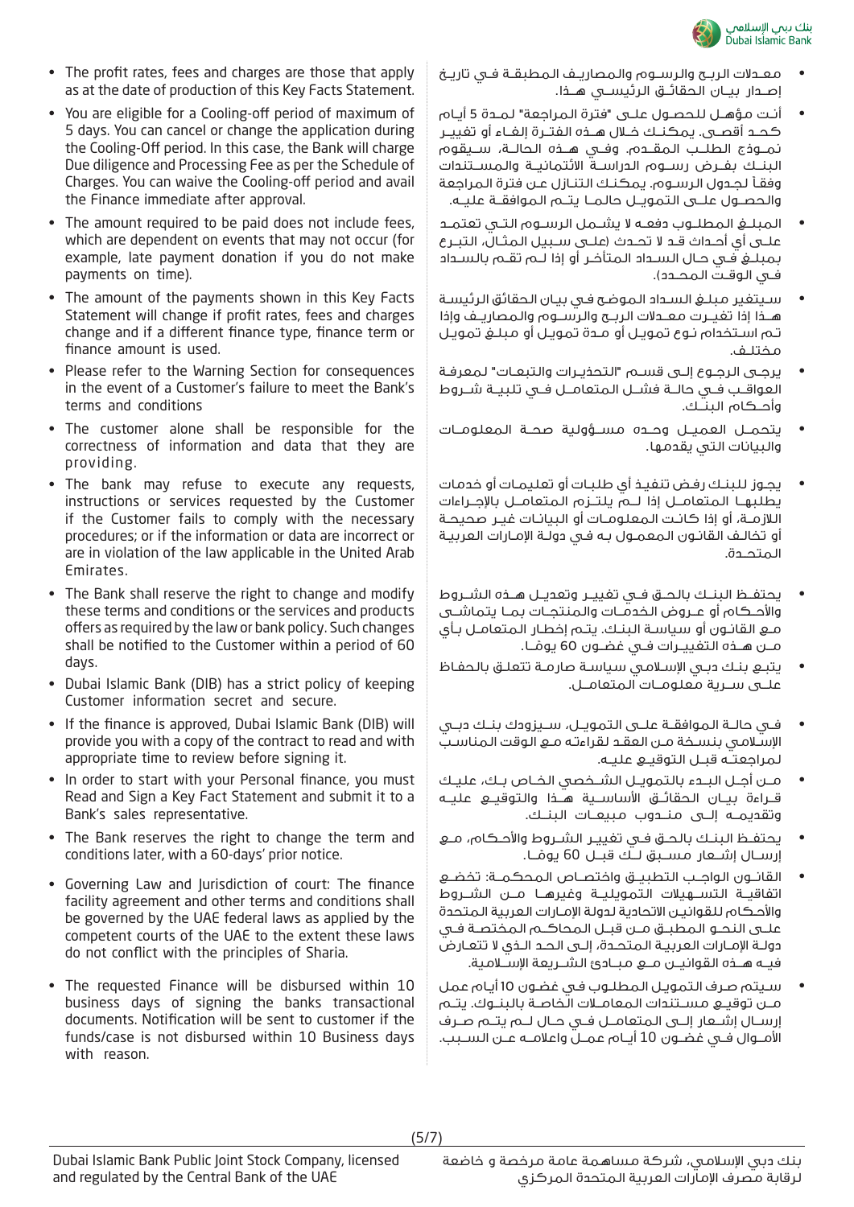- The profit rates, fees and charges are those that apply as at the date of production of this Key Facts Statement.
- You are eligible for a Cooling-off period of maximum of 5 days. You can cancel or change the application during the Cooling-Off period. In this case, the Bank will charge Due diligence and Processing Fee as per the Schedule of Charges. You can waive the Cooling-off period and avail the Finance immediate after approval.
- The amount required to be paid does not include fees, which are dependent on events that may not occur (for example, late payment donation if you do not make payments on time).
- The amount of the payments shown in this Key Facts Statement will change if profit rates, fees and charges change and if a different finance type, finance term or finance amount is used.
- Please refer to the Warning Section for consequences in the event of a Customer's failure to meet the Bank's terms and conditions
- The customer alone shall be responsible for the correctness of information and data that they are providing.
- The bank may refuse to execute any requests, instructions or services requested by the Customer if the Customer fails to comply with the necessary procedures; or if the information or data are incorrect or are in violation of the law applicable in the United Arab Emirates.
- The Bank shall reserve the right to change and modify these terms and conditions or the services and products offers as required by the law or bank policy. Such changes shall be notified to the Customer within a period of 60 days.
- Dubai Islamic Bank (DIB) has a strict policy of keeping Customer information secret and secure.
- If the finance is approved, Dubai Islamic Bank (DIB) will provide you with a copy of the contract to read and with appropriate time to review before signing it.
- In order to start with your Personal finance, you must Read and Sign a Key Fact Statement and submit it to a Bank's sales representative.
- The Bank reserves the right to change the term and conditions later, with a 60-days' prior notice.
- Governing Law and Jurisdiction of court: The finance facility agreement and other terms and conditions shall be governed by the UAE federal laws as applied by the competent courts of the UAE to the extent these laws do not conflict with the principles of Sharia.
- The requested Finance will be disbursed within 10 business days of signing the banks transactional documents. Notification will be sent to customer if the funds/case is not disbursed within 10 Business days with reason.

- معدلات الربح والرسوم والمصاريف المطبقة في تاريخ إصدار بيان الحقائق الرئيسي هذا.
- أنت مؤهل للحصول على "فترة المراجعة" لمدة 5 أيام كحد أقصى. يمكنك خلال هذه الفترة إلغاء أو تغيير نموذج الطلب المقدم. وفي هذه الحالة، سيقوم البنك بفرض رسوم الدراسة الائتمانية والمستندات وفقاً لجدول الرسوم. يمكنك التنازل عن فترة المراجعة والحصول على التمويل حالما يتم الموافقة عليه.
- المبلغ المطلوب دفعه لا يشمل الرسوم التي تعتمد على أي أحداث قد لا تحدث (على سبيل المثال، التبرع بمبلغ في حال السداد المتأخر أو إذا لم تقم بالسداد في الوقت المحدد).
- سيتغير مبلغ السداد الموضح في بيان الحقائق الرئيسة هذا إذا تغيرت معدلات الربح والرسوم والمصاريف وإذا تم استخدام نوع تمويل أو مدة تمويل أو مبلغ تمويل مختلف.
- يرجى الرجوع إلى قسم "التحذيرات والتبعات" لمعرفة العواقب في حالة فشل المتعامل في تلبية شروط وأحكام البنك.
- يتحمل العميل وحده مسؤولية صحة المعلومات والبيانات التي يقدمها.
- يجوز للبنك رفض تنفيذ أي طلبات أو تعليمات أو خدمات يطلبها المتعامل إذا لم يلتزم المتعامل بالإجراءات اللازمة، أو إذا كانت المعلومات أو البيانات غير صحيحة أو تخالف القانون المعمول به في دولة الإمارات العربية المتحدة.
- يحتفظ البنك بالحق في تغيير وتعديل هذه الشروط والأحكام أو عروض الخدمات والمنتجات بما يتماشى مع القانون أو سياسة البنك. يتم إخطار المتعامل بأي من هذه التغييرات في غضون 60 يوماً.
- يتبع بنك دبي الإسلامي سياسة صارمة تتعلق بالحفاظ على سرية معلومات المتعامل.
- في حالة الموافقة على التمويل، سيزودك بنك دبي الإسلامي بنسخة من العقد لقراءته مع الوقت المناسب لمراجعته قبل التوقيع عليه.
- من أجل البدء بالتمويل الشخصي الخاص بك، عليك قراءة بيان الحقائق الأساسية هذا والتوقيع عليه وتقديمه إلى مندوب مبيعات البنك.
- يحتفظ البنك بالحق في تغيير الشروط والأحكام، مع إرسال إشعار مسبق لك قبل 60 يوماً.
- القانون الواجب التطبيق واختصاص المحكمة: تخضع اتفاقية التسهيلات التمويلية وغيرها من الشروط والأحكام للقوانين الاتحادية لدولة الإمارات العربية المتحدة على النحو المطبق من قبل المحاكم المختصة في دولة الإمارات العربية المتحدة، إلى الحد الذي لا تتعارض فيه هذه القوانين مع مبادئ الشريعة الإسلامية.
- سيتم صرف التمويل المطلوب في غضون 10 أيام عمل من توقيع مستندات المعاملات الخاصة بالبنوك. يتم إرسال إشعار إلى المتعامل في حال لم يتم صرف الأموال في غضون 10 أيام عمل واعلامه عن السبب.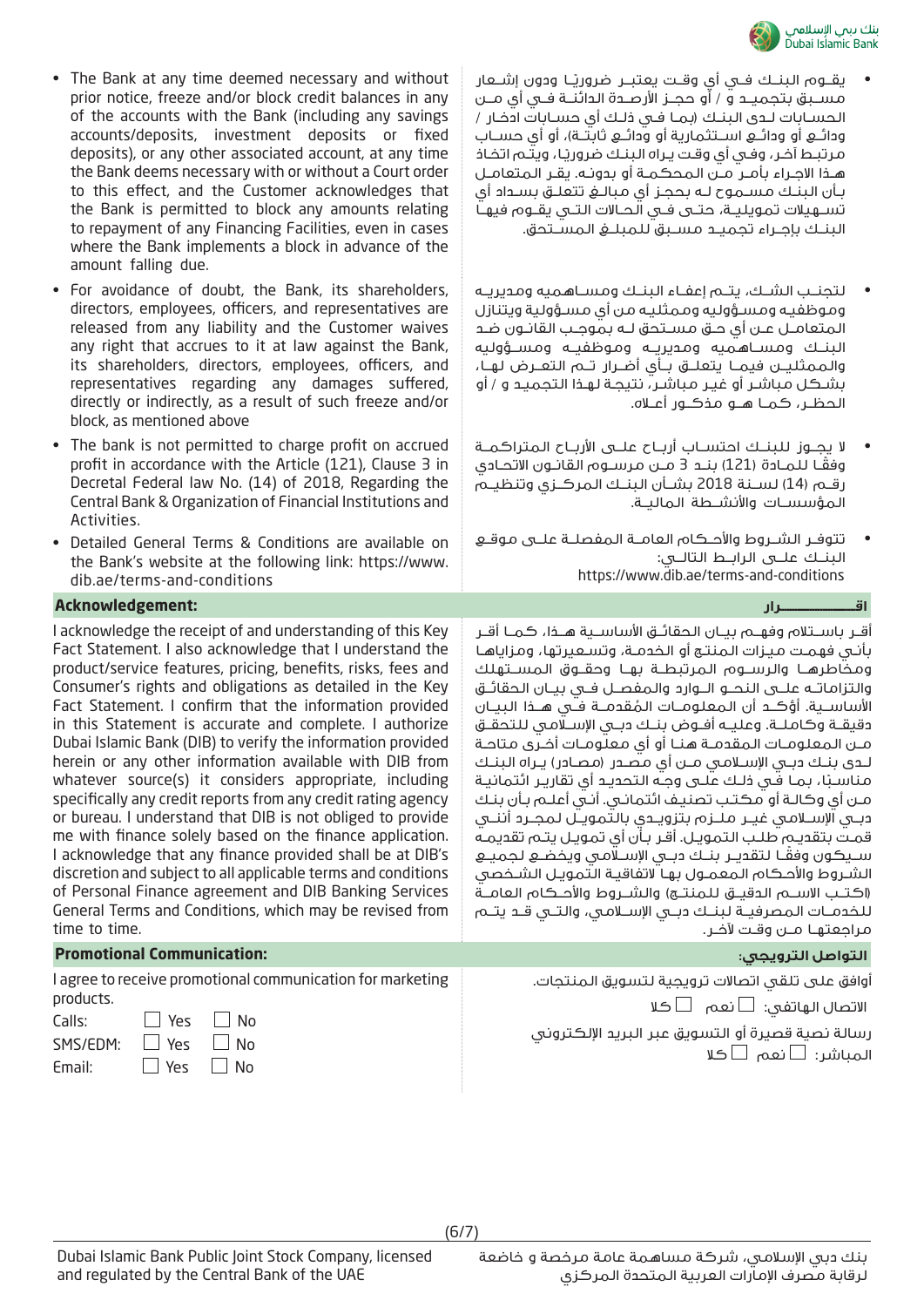- The Bank at any time deemed necessary and without prior notice, freeze and/or block credit balances in any of the accounts with the Bank (including any savings accounts/deposits, investment deposits or fixed deposits), or any other associated account, at any time the Bank deems necessary with or without a Court order to this effect, and the Customer acknowledges that the Bank is permitted to block any amounts relating to repayment of any Financing Facilities, even in cases where the Bank implements a block in advance of the amount falling due.
- For avoidance of doubt, the Bank, its shareholders, directors, employees, officers, and representatives are released from any liability and the Customer waives any right that accrues to it at law against the Bank, its shareholders, directors, employees, officers, and representatives regarding any damages suffered, directly or indirectly, as a result of such freeze and/or block, as mentioned above
- The bank is not permitted to charge profit on accrued profit in accordance with the Article (121), Clause 3 in Decretal Federal law No. (14) of 2018, Regarding the Central Bank & Organization of Financial Institutions and Activities.
- Detailed General Terms & Conditions are available on the Bank's website at the following link: https://www.dib.ae/terms-and-conditions

- يقـوم البنـك فـي أي وقـت يعتبـر ضروريـا ودون إشـعار مسـبق بتجميـد و / أو حجـز الأرصـدة الدائنـة فـي أي مـن الحسـابات لـدى البنـك (بمـا فـي ذلـك أي حسـابات ادخـار / ودائـع أو ودائـع اسـتثمارية أو ودائـع ثابتـة)، أو أي حسـاب مرتبـط آخـر، وفـي أي وقـت يـراه البنـك ضروريـا، ويتـم اتخـاذ هـذا الاجـراء بأمـر مـن المحكمـة أو بدونـه. يقـر المتعامـل بـأن البنـك مسـموح لـه بحجـز أي مبالـغ تتعلـق بسـداد أي تسـهيلات تمويليـة، حتـى فـي الحـالات التـي يقـوم فيهـا البنـك بإجـراء تجميـد مسـبق للمبلـغ المسـتحق.
- لتجنـب الشـك، يتـم إعفـاء البنـك ومسـاهميه ومديريـه وموظفيـه ومسـؤوليه وممثليـه من أي مسـؤولية ويتنازل المتعامـل عـن أي حـق مسـتحق لـه بموجـب القانـون ضـد البنـك ومسـاهميه ومديريـه وموظفيـه ومسـؤوليه والممثليـن فيمـا يتعلـق بـأي أضـرار تـم التعـرض لهـا، بشـكل مباشـر أو غيـر مباشـر، نتيجـة لهـذا التجميـد و / أو الحظـر، كمـا هـو مذكـور أعـلاه.
- لا يجـوز للبنـك احتسـاب أربـاح علـى الأربـاح المتراكمـة وفقـا للمـادة (121) بنـد 3 مـن مرسـوم القانـون الاتحـادي رقـم (14) لسـنة 2018 بشـأن البنـك المركـزي وتنظيـم المؤسسـات والأنشـطة الماليـة.
- تتوفـر الشـروط والأحـكام العامـة المفصلـة علـى موقـع البنـك علـى الرابـط التالـي: https://www.dib.ae/terms-and-conditions

## Acknowledgement:

I acknowledge the receipt of and understanding of this Key Fact Statement. I also acknowledge that I understand the product/service features, pricing, benefits, risks, fees and Consumer's rights and obligations as detailed in the Key Fact Statement. I confirm that the information provided in this Statement is accurate and complete. I authorize Dubai Islamic Bank (DIB) to verify the information provided herein or any other information available with DIB from whatever source(s) it considers appropriate, including specifically any credit reports from any credit rating agency or bureau. I understand that DIB is not obliged to provide me with finance solely based on the finance application. I acknowledge that any finance provided shall be at DIB's discretion and subject to all applicable terms and conditions of Personal Finance agreement and DIB Banking Services General Terms and Conditions, which may be revised from time to time.

## اقــــــــــــــرار

أقـر باسـتلام وفهـم بيـان الحقائـق الأساسـية هـذا، كمـا أقـر بأنـي فهمـت ميـزات المنتـج أو الخدمـة، وتسـعيرتها، ومزاياهـا ومخاطرهـا والرسـوم المرتبطـة بهـا وحقـوق المسـتهلك والتزاماتـه علـى النحـو الـوارد والمفصـل فـي بيـان الحقائـق الأساسـية. أؤكـد أن المعلومـات المُقدمـة فـي هـذا البيـان دقيقـة وكاملـة. وعليـه أفـوض بنـك دبـي الإسـلامي للتحقـق مـن المعلومـات المقدمـة هنـا أو أي معلومـات أخـرى متاحـة لـدى بنـك دبـي الإسـلامي مـن أي مصـدر (مصـادر) يـراه البنـك مناسـبًا، بمـا فـي ذلـك علـى وجـه التحديـد أي تقاريـر ائتمانيـة مـن أي وكالـة أو مكتـب تصنيـف ائتمانـي. أنـي أعلـم بـأن بنـك دبـي الإسـلامي غيـر ملـزم بتزويـدي بالتمويـل لمجـرد أننـي قمـت بتقديـم طلـب التمويـل. أقـر بـأن أي تمويـل يتـم تقديمـه سـيكون وفقـا لتقديـر بنـك دبـي الإسـلامي ويخضـع لجميـع الشـروط والأحـكام المعمـول بهـا لاتفاقيـة التمويـل الشـخصي (اكتـب الاسـم الدقيـق للمنتـج) والشـروط والأحـكام العامـة للخدمـات المصرفيـة لبنـك دبـي الإسـلامي، والتـي قـد يتـم مراجعتهـا مـن وقـت لآخـر.

## Promotional Communication:

I agree to receive promotional communication for marketing products.

Calls: ☐ Yes ☐ No

SMS/EDM: ☐ Yes ☐ No

Email: ☐ Yes ☐ No

## التواصل الترويجي:

أوافق على تلقي اتصالات ترويجية لتسويق المنتجات.

الاتصال الهاتفي: ☐ نعم ☐ كلا

رسالة نصية قصيرة أو التسويق عبر البريد الإلكتروني المباشر: ☐ نعم ☐ كلا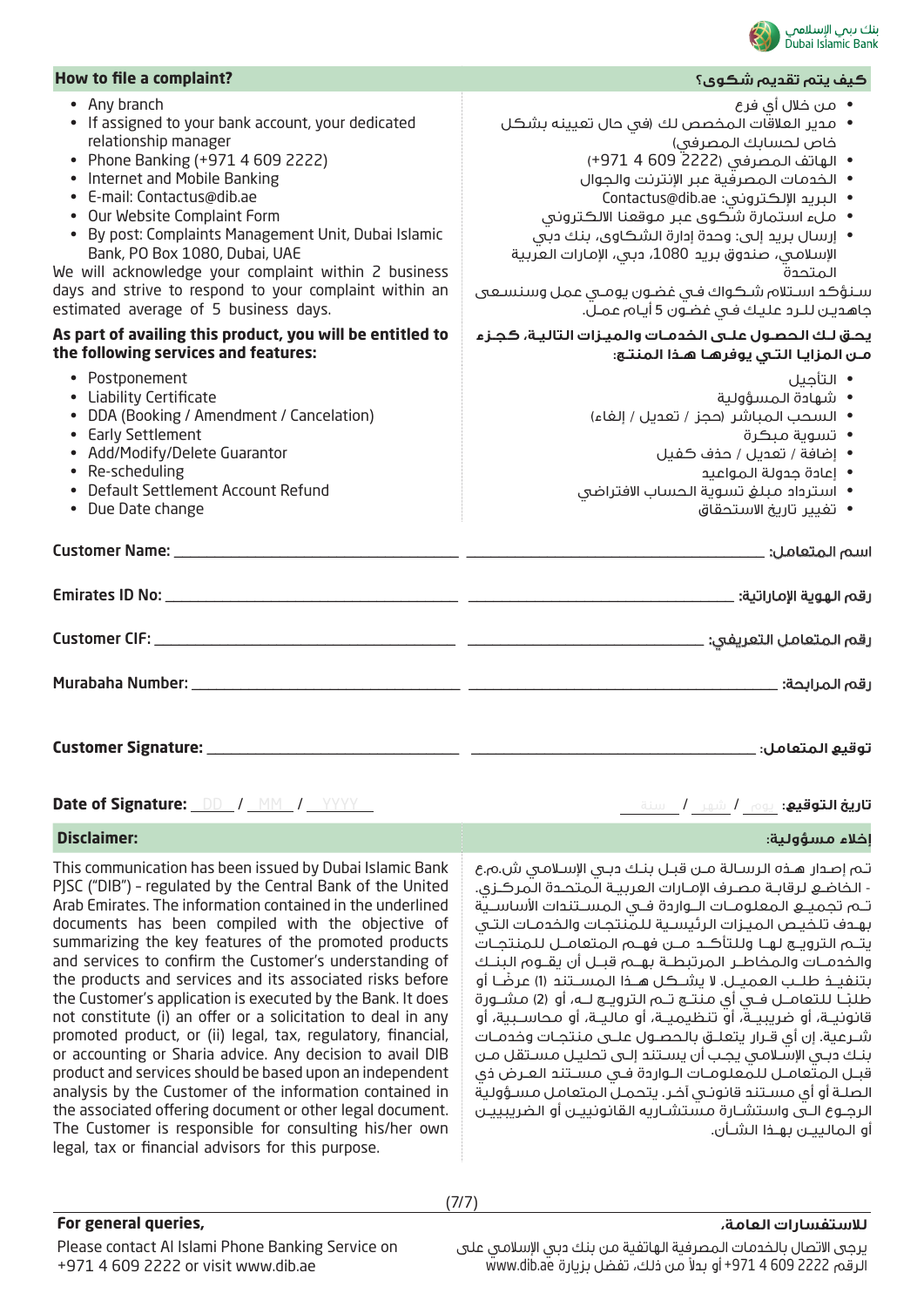## How to file a complaint?

- Any branch
- If assigned to your bank account, your dedicated relationship manager
- Phone Banking (+971 4 609 2222)
- Internet and Mobile Banking
- E-mail: Contactus@dib.ae
- Our Website Complaint Form
- By post: Complaints Management Unit, Dubai Islamic Bank, PO Box 1080, Dubai, UAE

We will acknowledge your complaint within 2 business days and strive to respond to your complaint within an estimated average of 5 business days.

**As part of availing this product, you will be entitled to the following services and features:**

- Postponement
- Liability Certificate
- DDA (Booking / Amendment / Cancelation)
- Early Settlement
- Add/Modify/Delete Guarantor
- Re-scheduling
- Default Settlement Account Refund
- Due Date change

## كيف يتم تقديم شكوى؟

- من خلال أي فرع
- مدير العلاقات المخصص لك (في حال تعيينه بشكل خاص لحسابك المصرفي)
- الهاتف المصرفي (2222 609 4 971+)
- الخدمات المصرفية عبر الإنترنت والجوال
- البريد الإلكتروني: Contactus@dib.ae
- ملء استمارة شكوى عبر موقعنا الالكتروني
- إرسال بريد إلى: وحدة إدارة الشكاوى، بنك دبي الإسلامي، صندوق بريد 1080، دبي، الإمارات العربية المتحدة

سنؤكد استلام شكواك في غضون يومي عمل وسنسعى جاهدين للرد عليك في غضون 5 أيام عمل.

**يحق لك الحصول على الخدمات والميزات التالية، كجزء من المزايا التي يوفرها هذا المنتج:**

- التأجيل
- شهادة المسؤولية
- السحب المباشر (حجز / تعديل / إلغاء)
- تسوية مبكرة
- إضافة / تعديل / حذف كفيل
- إعادة جدولة المواعيد
- استرداد مبلغ تسوية الحساب الافتراضي
- تغيير تاريخ الاستحقاق

**Customer Name:** ____________________ ____________________ **:اسم المتعامل**

**Emirates ID No:** ____________________ ____________________ **:رقم الهوية الإماراتية**

**Customer CIF:** ____________________ ____________________ **:رقم المتعامل التعريفي**

**Murabaha Number:** ____________________ ____________________ **:رقم المرابحة**

**Customer Signature:** ____________________ ____________________ **:توقيع المتعامل**

**Date of Signature:** DD / MM / YYYY **تاريخ التوقيع:** يوم / شهر / سنة

## Disclaimer:

This communication has been issued by Dubai Islamic Bank PJSC ("DIB") - regulated by the Central Bank of the United Arab Emirates. The information contained in the underlined documents has been compiled with the objective of summarizing the key features of the promoted products and services to confirm the Customer's understanding of the products and services and its associated risks before the Customer's application is executed by the Bank. It does not constitute (i) an offer or a solicitation to deal in any promoted product, or (ii) legal, tax, regulatory, financial, or accounting or Sharia advice. Any decision to avail DIB product and services should be based upon an independent analysis by the Customer of the information contained in the associated offering document or other legal document. The Customer is responsible for consulting his/her own legal, tax or financial advisors for this purpose.

## إخلاء مسؤولية:

تم إصدار هذه الرسالة من قبل بنك دبي الإسلامي ش.م.ع - الخاضع لرقابة مصرف الإمارات العربية المتحدة المركزي. تم تجميع المعلومات الواردة في المستندات الأساسية بهدف تلخيص الميزات الرئيسية للمنتجات والخدمات التي يتم الترويج لها وللتأكد من فهم المتعامل للمنتجات والخدمات والمخاطر المرتبطة بهم قبل أن يقوم البنك بتنفيذ طلب العميل. لا يشكل هذا المستند (1) عرضًا أو طلبًا للتعامل في أي منتج تم الترويج له، أو (2) مشورة قانونية، أو ضريبية، أو تنظيمية، أو مالية، أو محاسبية، أو شرعية. إن أي قرار يتعلق بالحصول على منتجات وخدمات بنك دبي الإسلامي يجب أن يستند إلى تحليل مستقل من قبل المتعامل للمعلومات الواردة في مستند العرض ذي الصلة أو أي مستند قانوني آخر. يتحمل المتعامل مسؤولية الرجوع الى واستشارة مستشاريه القانونيين أو الضريبيين أو الماليين بهذا الشأن.

**For general queries,**

Please contact Al Islami Phone Banking Service on +971 4 609 2222 or visit www.dib.ae

**للاستفسارات العامة،**

يرجى الاتصال بالخدمات المصرفية الهاتفية من بنك دبي الإسلامي على الرقم 2222 609 4 971+ أو بدلاً من ذلك، تفضل بزيارة www.dib.ae